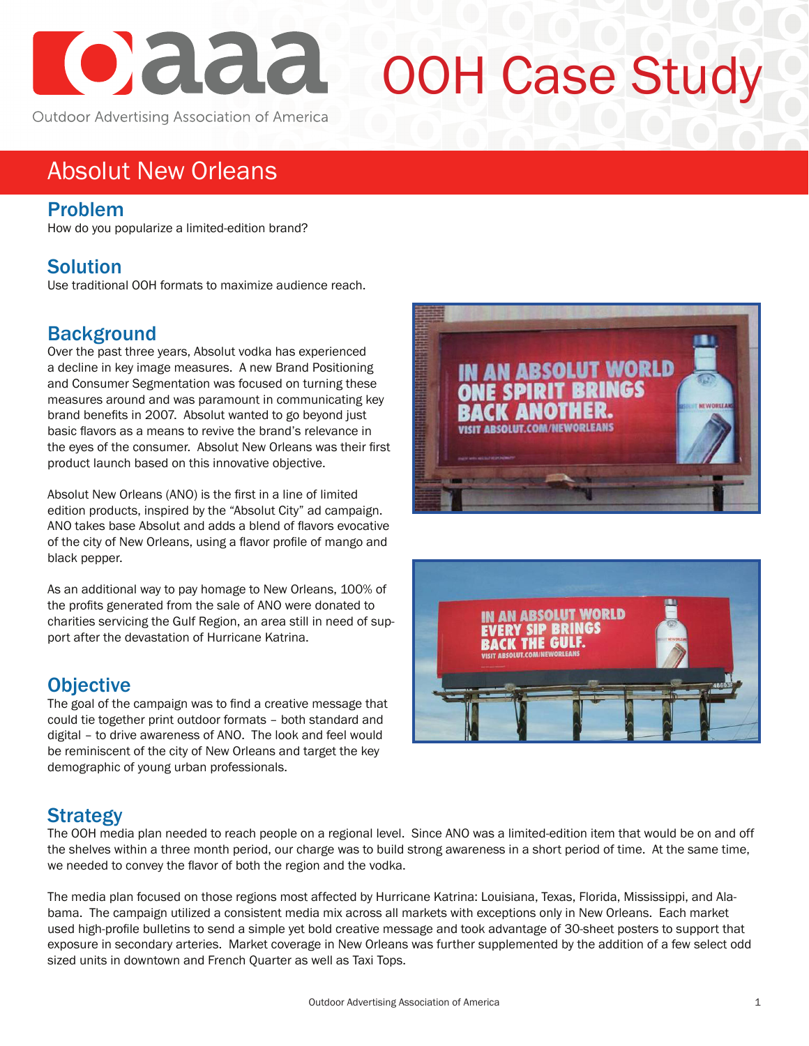# OOH Case Study

Outdoor Advertising Association of America

## Absolut New Orleans

### Problem

How do you popularize a limited-edition brand?

### Solution

Use traditional OOH formats to maximize audience reach.

### Background

Over the past three years, Absolut vodka has experienced a decline in key image measures. A new Brand Positioning and Consumer Segmentation was focused on turning these measures around and was paramount in communicating key brand benefits in 2007. Absolut wanted to go beyond just basic flavors as a means to revive the brand's relevance in the eyes of the consumer. Absolut New Orleans was their first product launch based on this innovative objective.

Absolut New Orleans (ANO) is the first in a line of limited edition products, inspired by the "Absolut City" ad campaign. ANO takes base Absolut and adds a blend of flavors evocative of the city of New Orleans, using a flavor profile of mango and black pepper.

As an additional way to pay homage to New Orleans, 100% of the profits generated from the sale of ANO were donated to charities servicing the Gulf Region, an area still in need of support after the devastation of Hurricane Katrina.

### Objective

The goal of the campaign was to find a creative message that could tie together print outdoor formats – both standard and digital – to drive awareness of ANO. The look and feel would be reminiscent of the city of New Orleans and target the key demographic of young urban professionals.

### Strategy

The OOH media plan needed to reach people on a regional level. Since ANO was a limited-edition item that would be on and off the shelves within a three month period, our charge was to build strong awareness in a short period of time. At the same time, we needed to convey the flavor of both the region and the vodka.

The media plan focused on those regions most affected by Hurricane Katrina: Louisiana, Texas, Florida, Mississippi, and Alabama. The campaign utilized a consistent media mix across all markets with exceptions only in New Orleans. Each market used high-profile bulletins to send a simple yet bold creative message and took advantage of 30-sheet posters to support that exposure in secondary arteries. Market coverage in New Orleans was further supplemented by the addition of a few select odd sized units in downtown and French Quarter as well as Taxi Tops.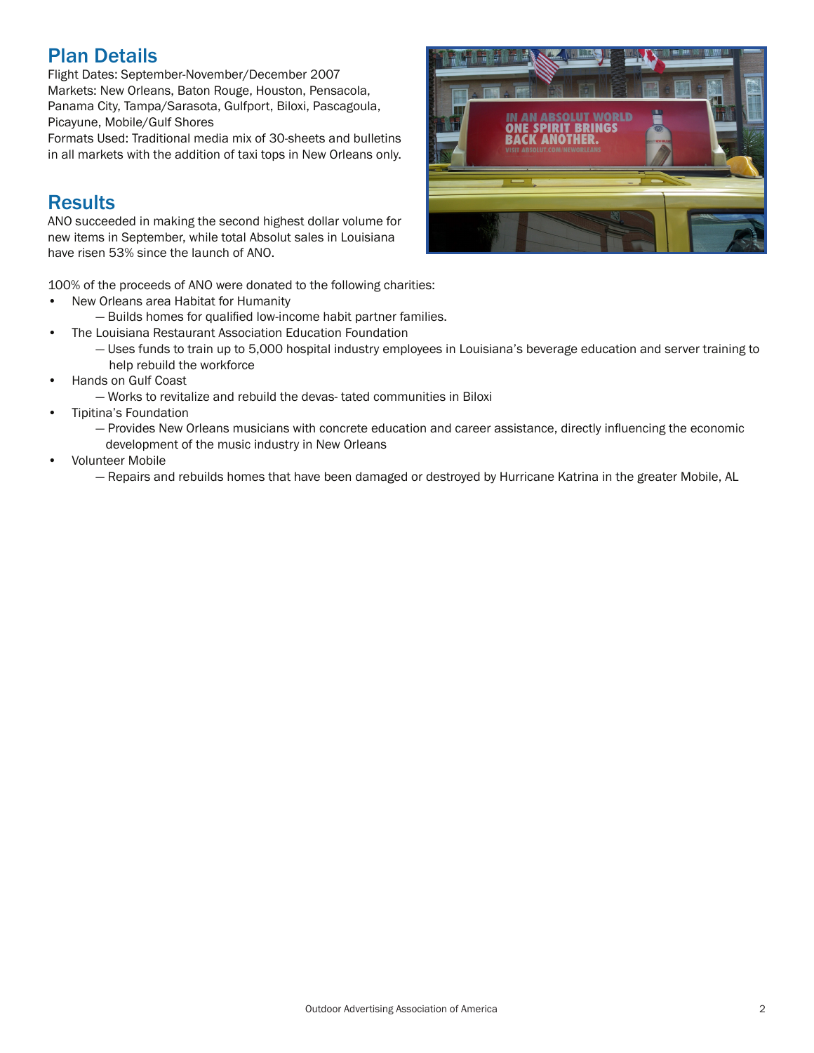## Plan Details

Flight Dates: September-November/December 2007
Markets: New Orleans, Baton Rouge, Houston, Pensacola, Panama City, Tampa/Sarasota, Gulfport, Biloxi, Pascagoula, Picayune, Mobile/Gulf Shores
Formats Used: Traditional media mix of 30-sheets and bulletins in all markets with the addition of taxi tops in New Orleans only.

## Results

ANO succeeded in making the second highest dollar volume for new items in September, while total Absolut sales in Louisiana have risen 53% since the launch of ANO.

100% of the proceeds of ANO were donated to the following charities:

- New Orleans area Habitat for Humanity
  — Builds homes for qualified low-income habit partner families.
- The Louisiana Restaurant Association Education Foundation
  — Uses funds to train up to 5,000 hospital industry employees in Louisiana's beverage education and server training to help rebuild the workforce
- Hands on Gulf Coast
  — Works to revitalize and rebuild the devas- tated communities in Biloxi
- Tipitina's Foundation
  — Provides New Orleans musicians with concrete education and career assistance, directly influencing the economic development of the music industry in New Orleans
- Volunteer Mobile
  — Repairs and rebuilds homes that have been damaged or destroyed by Hurricane Katrina in the greater Mobile, AL

Outdoor Advertising Association of America